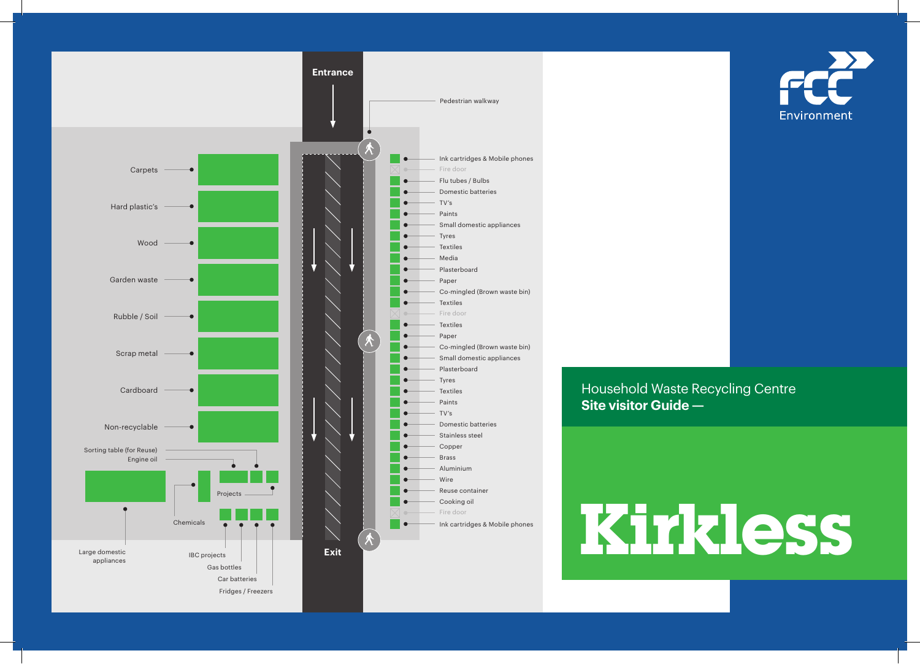FCC Environment

# Household Waste Recycling Centre

## Site visitor Guide —

# Kirkless

Entrance

Pedestrian walkway

- Carpets
- Hard plastic's
- Wood
- Garden waste
- Rubble / Soil
- Scrap metal
- Cardboard
- Non-recyclable
- Sorting table (for Reuse)
- Engine oil
- Projects
- Chemicals
- Large domestic appliances
- IBC projects
- Gas bottles
- Car batteries
- Fridges / Freezers

- Ink cartridges & Mobile phones
- Fire door
- Flu tubes / Bulbs
- Domestic batteries
- TV's
- Paints
- Small domestic appliances
- Tyres
- Textiles
- Media
- Plasterboard
- Paper
- Co-mingled (Brown waste bin)
- Textiles
- Fire door
- Textiles
- Paper
- Co-mingled (Brown waste bin)
- Small domestic appliances
- Plasterboard
- Tyres
- Textiles
- Paints
- TV's
- Domestic batteries
- Stainless steel
- Copper
- Brass
- Aluminium
- Wire
- Reuse container
- Cooking oil
- Fire door
- Ink cartridges & Mobile phones

Exit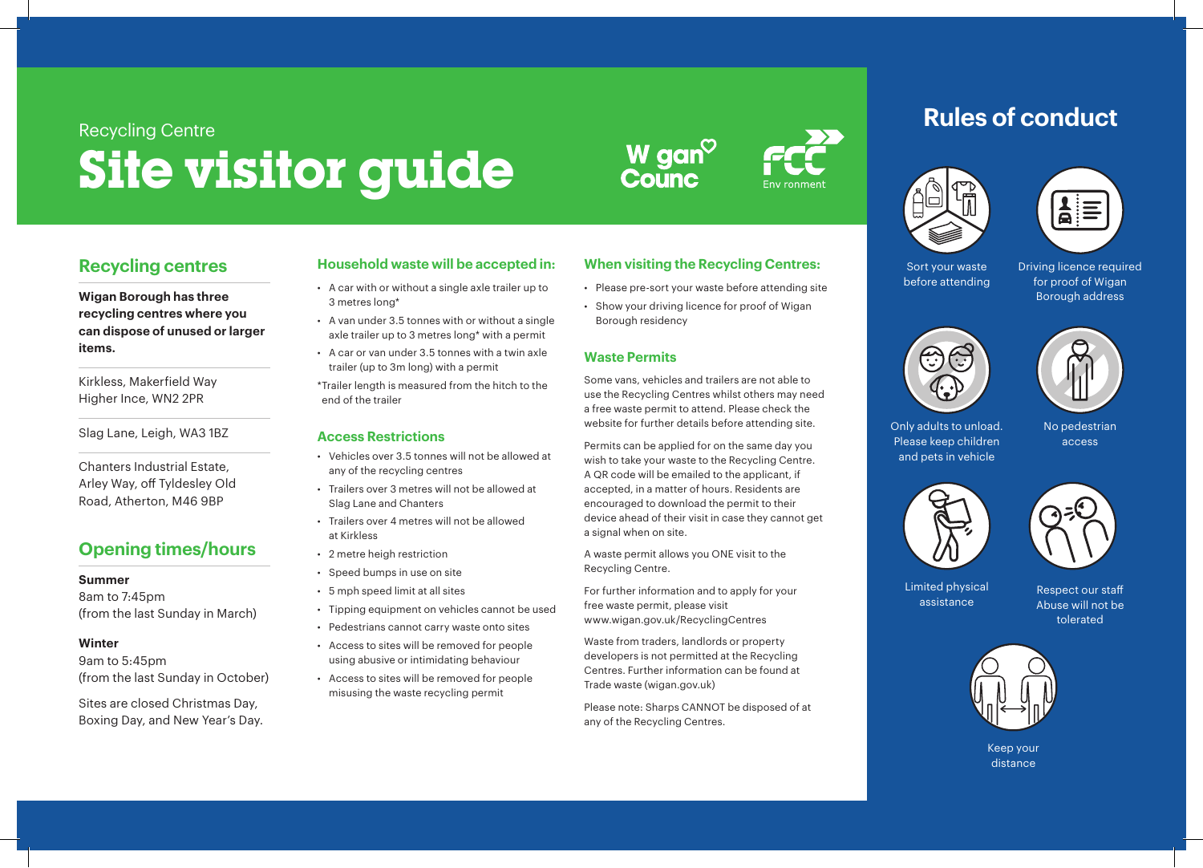Recycling Centre

# Site visitor guide

W gan Counc

FCC Env ronment

## Recycling centres

**Wigan Borough has three recycling centres where you can dispose of unused or larger items.**

Kirkless, Makerfield Way
Higher Ince, WN2 2PR

Slag Lane, Leigh, WA3 1BZ

Chanters Industrial Estate,
Arley Way, off Tyldesley Old
Road, Atherton, M46 9BP

## Opening times/hours

**Summer**
8am to 7:45pm
(from the last Sunday in March)

**Winter**
9am to 5:45pm
(from the last Sunday in October)

Sites are closed Christmas Day, Boxing Day, and New Year's Day.

## Household waste will be accepted in:

- A car with or without a single axle trailer up to 3 metres long*
- A van under 3.5 tonnes with or without a single axle trailer up to 3 metres long* with a permit
- A car or van under 3.5 tonnes with a twin axle trailer (up to 3m long) with a permit

*Trailer length is measured from the hitch to the end of the trailer

## Access Restrictions

- Vehicles over 3.5 tonnes will not be allowed at any of the recycling centres
- Trailers over 3 metres will not be allowed at Slag Lane and Chanters
- Trailers over 4 metres will not be allowed at Kirkless
- 2 metre heigh restriction
- Speed bumps in use on site
- 5 mph speed limit at all sites
- Tipping equipment on vehicles cannot be used
- Pedestrians cannot carry waste onto sites
- Access to sites will be removed for people using abusive or intimidating behaviour
- Access to sites will be removed for people misusing the waste recycling permit

## When visiting the Recycling Centres:

- Please pre-sort your waste before attending site
- Show your driving licence for proof of Wigan Borough residency

## Waste Permits

Some vans, vehicles and trailers are not able to use the Recycling Centres whilst others may need a free waste permit to attend. Please check the website for further details before attending site.

Permits can be applied for on the same day you wish to take your waste to the Recycling Centre. A QR code will be emailed to the applicant, if accepted, in a matter of hours. Residents are encouraged to download the permit to their device ahead of their visit in case they cannot get a signal when on site.

A waste permit allows you ONE visit to the Recycling Centre.

For further information and to apply for your free waste permit, please visit www.wigan.gov.uk/RecyclingCentres

Waste from traders, landlords or property developers is not permitted at the Recycling Centres. Further information can be found at Trade waste (wigan.gov.uk)

Please note: Sharps CANNOT be disposed of at any of the Recycling Centres.

## Rules of conduct

Sort your waste before attending

Driving licence required for proof of Wigan Borough address

Only adults to unload. Please keep children and pets in vehicle

No pedestrian access

Limited physical assistance

Respect our staff Abuse will not be tolerated

Keep your distance